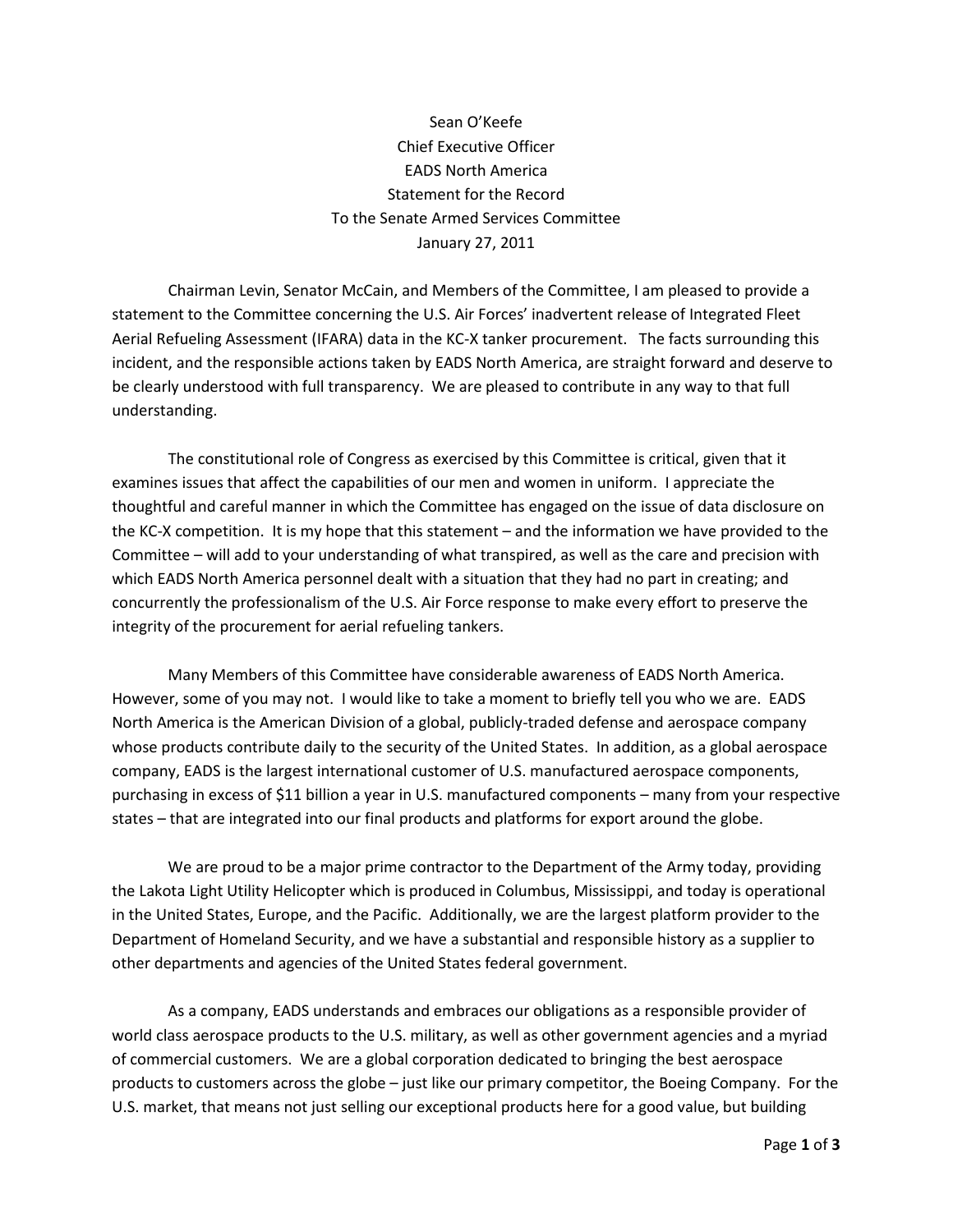Sean O'Keefe
Chief Executive Officer
EADS North America
Statement for the Record
To the Senate Armed Services Committee
January 27, 2011

Chairman Levin, Senator McCain, and Members of the Committee, I am pleased to provide a statement to the Committee concerning the U.S. Air Forces' inadvertent release of Integrated Fleet Aerial Refueling Assessment (IFARA) data in the KC-X tanker procurement. The facts surrounding this incident, and the responsible actions taken by EADS North America, are straight forward and deserve to be clearly understood with full transparency. We are pleased to contribute in any way to that full understanding.

The constitutional role of Congress as exercised by this Committee is critical, given that it examines issues that affect the capabilities of our men and women in uniform. I appreciate the thoughtful and careful manner in which the Committee has engaged on the issue of data disclosure on the KC-X competition. It is my hope that this statement – and the information we have provided to the Committee – will add to your understanding of what transpired, as well as the care and precision with which EADS North America personnel dealt with a situation that they had no part in creating; and concurrently the professionalism of the U.S. Air Force response to make every effort to preserve the integrity of the procurement for aerial refueling tankers.

Many Members of this Committee have considerable awareness of EADS North America. However, some of you may not. I would like to take a moment to briefly tell you who we are. EADS North America is the American Division of a global, publicly-traded defense and aerospace company whose products contribute daily to the security of the United States. In addition, as a global aerospace company, EADS is the largest international customer of U.S. manufactured aerospace components, purchasing in excess of $11 billion a year in U.S. manufactured components – many from your respective states – that are integrated into our final products and platforms for export around the globe.

We are proud to be a major prime contractor to the Department of the Army today, providing the Lakota Light Utility Helicopter which is produced in Columbus, Mississippi, and today is operational in the United States, Europe, and the Pacific. Additionally, we are the largest platform provider to the Department of Homeland Security, and we have a substantial and responsible history as a supplier to other departments and agencies of the United States federal government.

As a company, EADS understands and embraces our obligations as a responsible provider of world class aerospace products to the U.S. military, as well as other government agencies and a myriad of commercial customers. We are a global corporation dedicated to bringing the best aerospace products to customers across the globe – just like our primary competitor, the Boeing Company. For the U.S. market, that means not just selling our exceptional products here for a good value, but building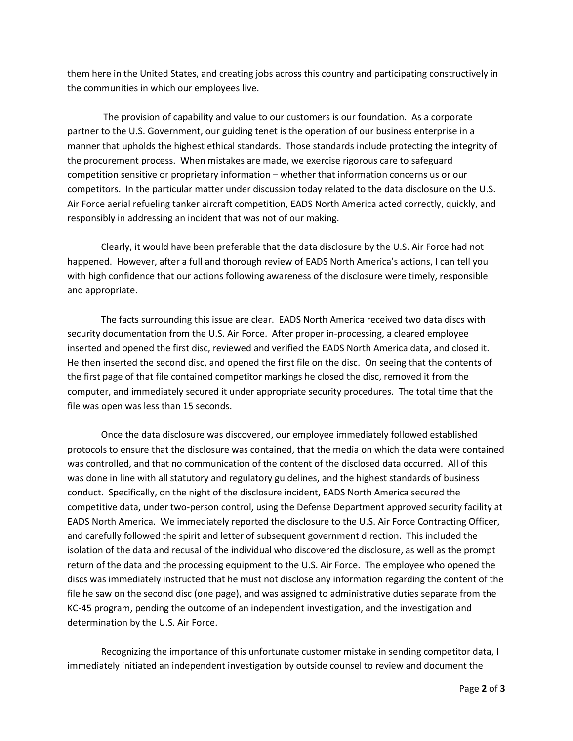them here in the United States, and creating jobs across this country and participating constructively in the communities in which our employees live.

The provision of capability and value to our customers is our foundation. As a corporate partner to the U.S. Government, our guiding tenet is the operation of our business enterprise in a manner that upholds the highest ethical standards. Those standards include protecting the integrity of the procurement process. When mistakes are made, we exercise rigorous care to safeguard competition sensitive or proprietary information – whether that information concerns us or our competitors. In the particular matter under discussion today related to the data disclosure on the U.S. Air Force aerial refueling tanker aircraft competition, EADS North America acted correctly, quickly, and responsibly in addressing an incident that was not of our making.

Clearly, it would have been preferable that the data disclosure by the U.S. Air Force had not happened. However, after a full and thorough review of EADS North America's actions, I can tell you with high confidence that our actions following awareness of the disclosure were timely, responsible and appropriate.

The facts surrounding this issue are clear. EADS North America received two data discs with security documentation from the U.S. Air Force. After proper in-processing, a cleared employee inserted and opened the first disc, reviewed and verified the EADS North America data, and closed it. He then inserted the second disc, and opened the first file on the disc. On seeing that the contents of the first page of that file contained competitor markings he closed the disc, removed it from the computer, and immediately secured it under appropriate security procedures. The total time that the file was open was less than 15 seconds.

Once the data disclosure was discovered, our employee immediately followed established protocols to ensure that the disclosure was contained, that the media on which the data were contained was controlled, and that no communication of the content of the disclosed data occurred. All of this was done in line with all statutory and regulatory guidelines, and the highest standards of business conduct. Specifically, on the night of the disclosure incident, EADS North America secured the competitive data, under two-person control, using the Defense Department approved security facility at EADS North America. We immediately reported the disclosure to the U.S. Air Force Contracting Officer, and carefully followed the spirit and letter of subsequent government direction. This included the isolation of the data and recusal of the individual who discovered the disclosure, as well as the prompt return of the data and the processing equipment to the U.S. Air Force. The employee who opened the discs was immediately instructed that he must not disclose any information regarding the content of the file he saw on the second disc (one page), and was assigned to administrative duties separate from the KC-45 program, pending the outcome of an independent investigation, and the investigation and determination by the U.S. Air Force.

Recognizing the importance of this unfortunate customer mistake in sending competitor data, I immediately initiated an independent investigation by outside counsel to review and document the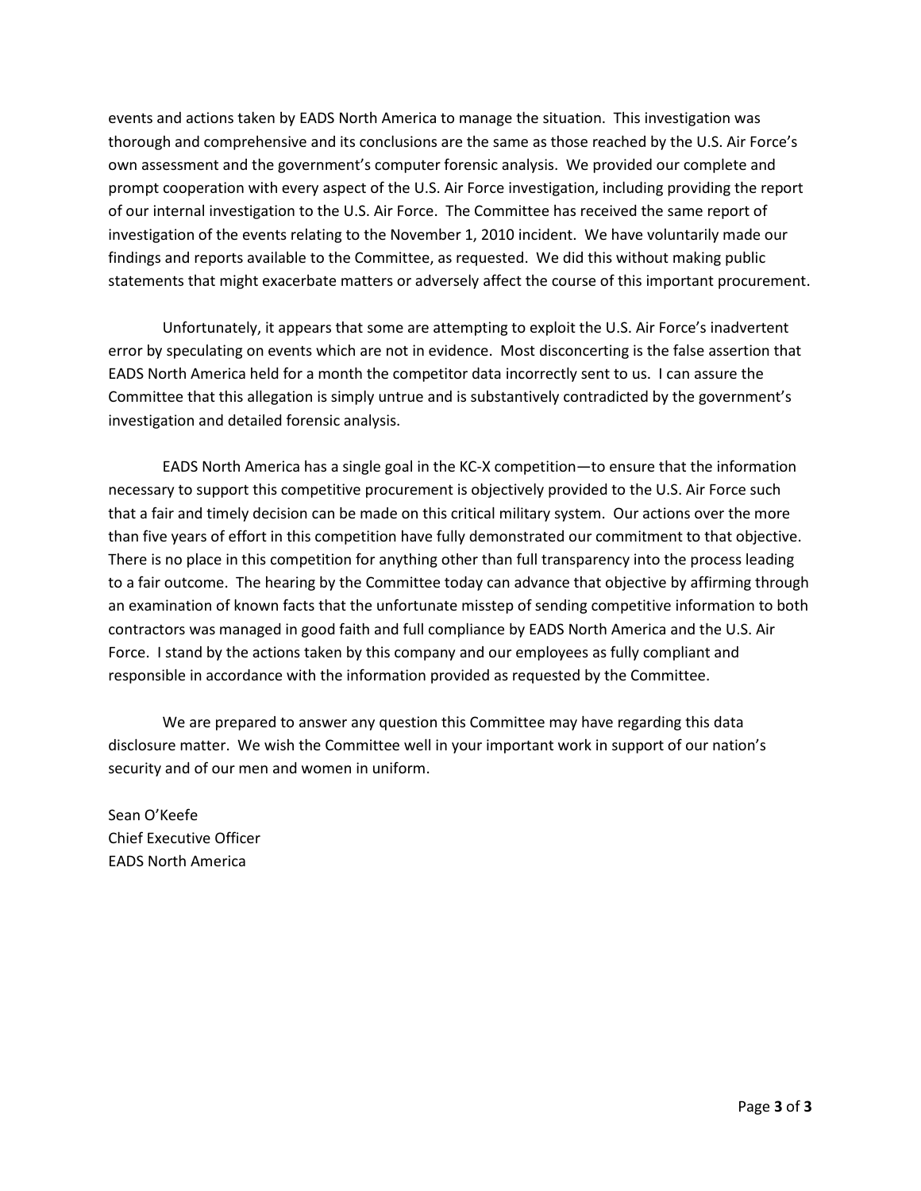events and actions taken by EADS North America to manage the situation. This investigation was thorough and comprehensive and its conclusions are the same as those reached by the U.S. Air Force's own assessment and the government's computer forensic analysis. We provided our complete and prompt cooperation with every aspect of the U.S. Air Force investigation, including providing the report of our internal investigation to the U.S. Air Force. The Committee has received the same report of investigation of the events relating to the November 1, 2010 incident. We have voluntarily made our findings and reports available to the Committee, as requested. We did this without making public statements that might exacerbate matters or adversely affect the course of this important procurement.

Unfortunately, it appears that some are attempting to exploit the U.S. Air Force's inadvertent error by speculating on events which are not in evidence. Most disconcerting is the false assertion that EADS North America held for a month the competitor data incorrectly sent to us. I can assure the Committee that this allegation is simply untrue and is substantively contradicted by the government's investigation and detailed forensic analysis.

EADS North America has a single goal in the KC-X competition—to ensure that the information necessary to support this competitive procurement is objectively provided to the U.S. Air Force such that a fair and timely decision can be made on this critical military system. Our actions over the more than five years of effort in this competition have fully demonstrated our commitment to that objective. There is no place in this competition for anything other than full transparency into the process leading to a fair outcome. The hearing by the Committee today can advance that objective by affirming through an examination of known facts that the unfortunate misstep of sending competitive information to both contractors was managed in good faith and full compliance by EADS North America and the U.S. Air Force. I stand by the actions taken by this company and our employees as fully compliant and responsible in accordance with the information provided as requested by the Committee.

We are prepared to answer any question this Committee may have regarding this data disclosure matter. We wish the Committee well in your important work in support of our nation's security and of our men and women in uniform.

Sean O'Keefe
Chief Executive Officer
EADS North America